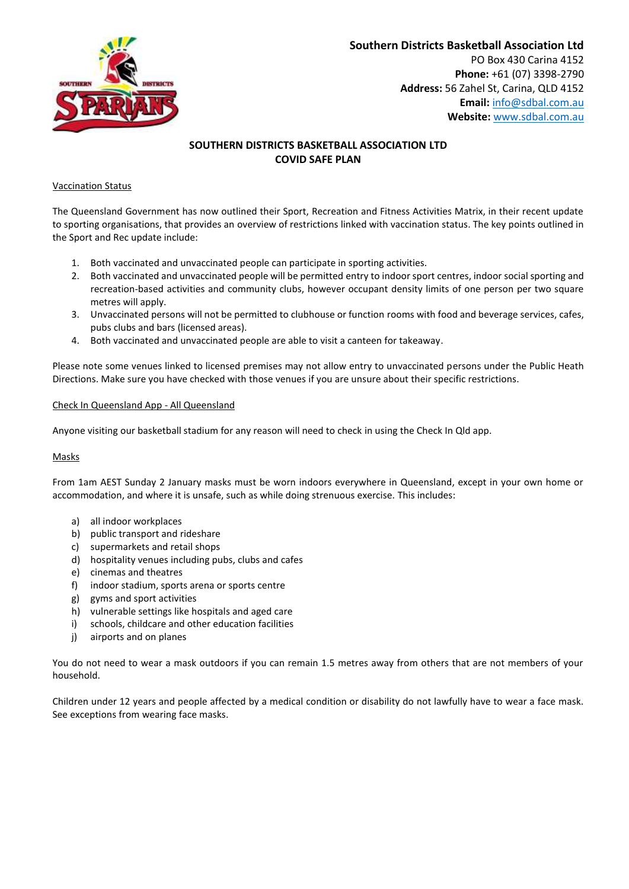**Southern Districts Basketball Association Ltd**
PO Box 430 Carina 4152
**Phone:** +61 (07) 3398-2790
**Address:** 56 Zahel St, Carina, QLD 4152
**Email:** info@sdbal.com.au
**Website:** www.sdbal.com.au

# SOUTHERN DISTRICTS BASKETBALL ASSOCIATION LTD
# COVID SAFE PLAN

## Vaccination Status

The Queensland Government has now outlined their Sport, Recreation and Fitness Activities Matrix, in their recent update to sporting organisations, that provides an overview of restrictions linked with vaccination status. The key points outlined in the Sport and Rec update include:

1. Both vaccinated and unvaccinated people can participate in sporting activities.
2. Both vaccinated and unvaccinated people will be permitted entry to indoor sport centres, indoor social sporting and recreation-based activities and community clubs, however occupant density limits of one person per two square metres will apply.
3. Unvaccinated persons will not be permitted to clubhouse or function rooms with food and beverage services, cafes, pubs clubs and bars (licensed areas).
4. Both vaccinated and unvaccinated people are able to visit a canteen for takeaway.

Please note some venues linked to licensed premises may not allow entry to unvaccinated persons under the Public Heath Directions. Make sure you have checked with those venues if you are unsure about their specific restrictions.

## Check In Queensland App - All Queensland

Anyone visiting our basketball stadium for any reason will need to check in using the Check In Qld app.

## Masks

From 1am AEST Sunday 2 January masks must be worn indoors everywhere in Queensland, except in your own home or accommodation, and where it is unsafe, such as while doing strenuous exercise. This includes:

a) all indoor workplaces
b) public transport and rideshare
c) supermarkets and retail shops
d) hospitality venues including pubs, clubs and cafes
e) cinemas and theatres
f) indoor stadium, sports arena or sports centre
g) gyms and sport activities
h) vulnerable settings like hospitals and aged care
i) schools, childcare and other education facilities
j) airports and on planes

You do not need to wear a mask outdoors if you can remain 1.5 metres away from others that are not members of your household.

Children under 12 years and people affected by a medical condition or disability do not lawfully have to wear a face mask. See exceptions from wearing face masks.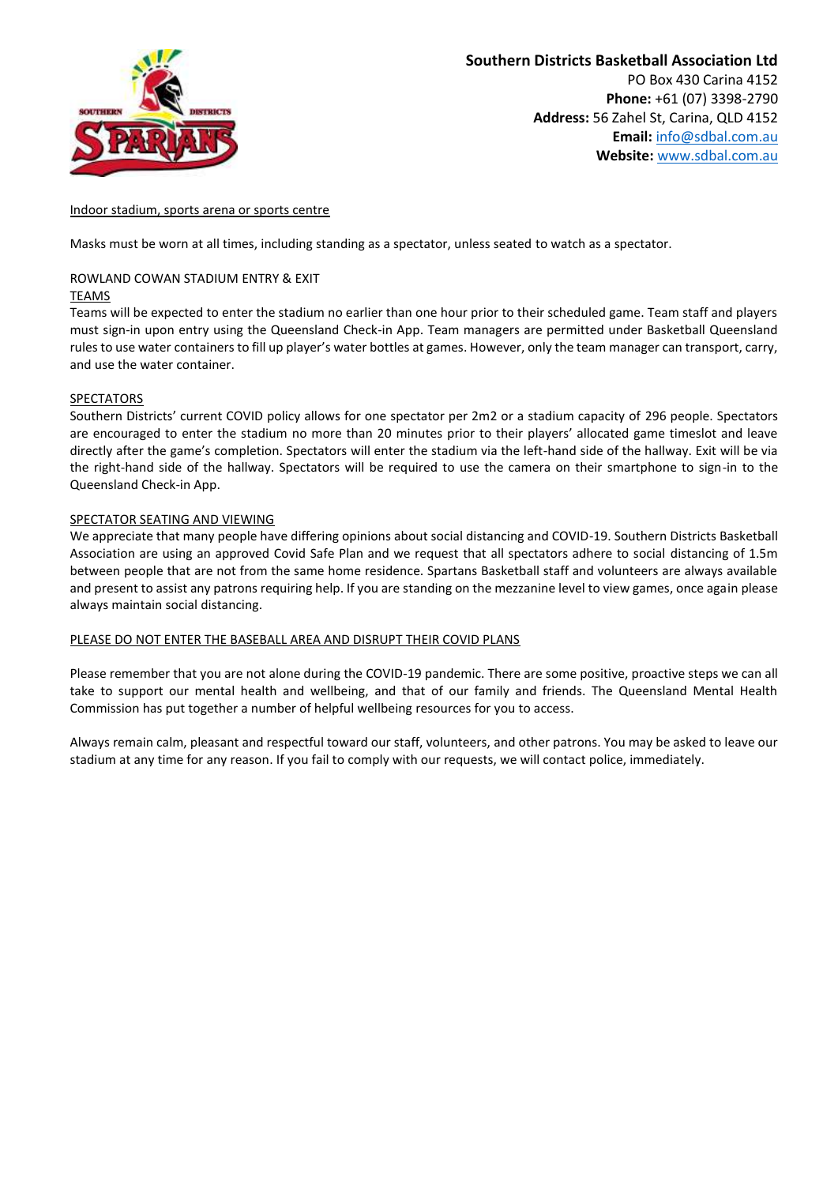**Southern Districts Basketball Association Ltd**
PO Box 430 Carina 4152
**Phone:** +61 (07) 3398-2790
**Address:** 56 Zahel St, Carina, QLD 4152
**Email:** info@sdbal.com.au
**Website:** www.sdbal.com.au

Indoor stadium, sports arena or sports centre

Masks must be worn at all times, including standing as a spectator, unless seated to watch as a spectator.

ROWLAND COWAN STADIUM ENTRY & EXIT

TEAMS

Teams will be expected to enter the stadium no earlier than one hour prior to their scheduled game. Team staff and players must sign-in upon entry using the Queensland Check-in App. Team managers are permitted under Basketball Queensland rules to use water containers to fill up player's water bottles at games. However, only the team manager can transport, carry, and use the water container.

SPECTATORS

Southern Districts' current COVID policy allows for one spectator per 2m2 or a stadium capacity of 296 people. Spectators are encouraged to enter the stadium no more than 20 minutes prior to their players' allocated game timeslot and leave directly after the game's completion. Spectators will enter the stadium via the left-hand side of the hallway. Exit will be via the right-hand side of the hallway. Spectators will be required to use the camera on their smartphone to sign-in to the Queensland Check-in App.

SPECTATOR SEATING AND VIEWING

We appreciate that many people have differing opinions about social distancing and COVID-19. Southern Districts Basketball Association are using an approved Covid Safe Plan and we request that all spectators adhere to social distancing of 1.5m between people that are not from the same home residence. Spartans Basketball staff and volunteers are always available and present to assist any patrons requiring help. If you are standing on the mezzanine level to view games, once again please always maintain social distancing.

PLEASE DO NOT ENTER THE BASEBALL AREA AND DISRUPT THEIR COVID PLANS

Please remember that you are not alone during the COVID-19 pandemic. There are some positive, proactive steps we can all take to support our mental health and wellbeing, and that of our family and friends. The Queensland Mental Health Commission has put together a number of helpful wellbeing resources for you to access.

Always remain calm, pleasant and respectful toward our staff, volunteers, and other patrons. You may be asked to leave our stadium at any time for any reason. If you fail to comply with our requests, we will contact police, immediately.